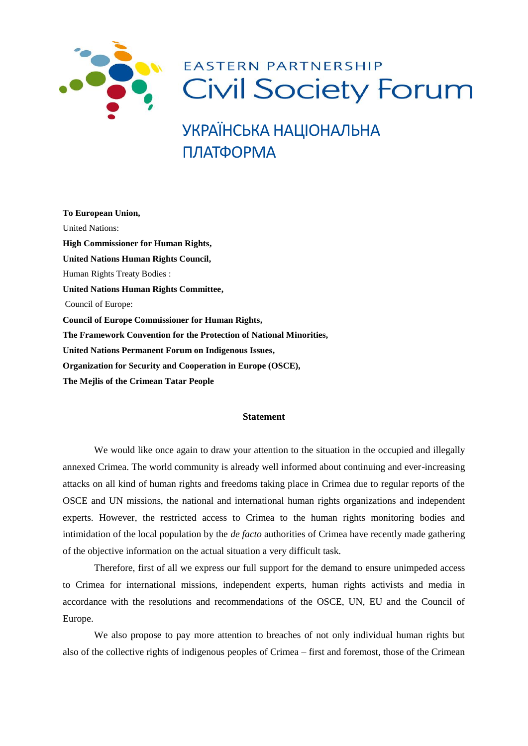EASTERN PARTNERSHIP
Civil Society Forum

УКРАЇНСЬКА НАЦІОНАЛЬНА ПЛАТФОРМА

**To European Union,**
United Nations:
**High Commissioner for Human Rights,**
**United Nations Human Rights Council,**
Human Rights Treaty Bodies :
**United Nations Human Rights Committee,**
Council of Europe:
**Council of Europe Commissioner for Human Rights,**
**The Framework Convention for the Protection of National Minorities,**
**United Nations Permanent Forum on Indigenous Issues,**
**Organization for Security and Cooperation in Europe (OSCE),**
**The Mejlis of the Crimean Tatar People**

## Statement

We would like once again to draw your attention to the situation in the occupied and illegally annexed Crimea. The world community is already well informed about continuing and ever-increasing attacks on all kind of human rights and freedoms taking place in Crimea due to regular reports of the OSCE and UN missions, the national and international human rights organizations and independent experts. However, the restricted access to Crimea to the human rights monitoring bodies and intimidation of the local population by the *de facto* authorities of Crimea have recently made gathering of the objective information on the actual situation a very difficult task.

Therefore, first of all we express our full support for the demand to ensure unimpeded access to Crimea for international missions, independent experts, human rights activists and media in accordance with the resolutions and recommendations of the OSCE, UN, EU and the Council of Europe.

We also propose to pay more attention to breaches of not only individual human rights but also of the collective rights of indigenous peoples of Crimea – first and foremost, those of the Crimean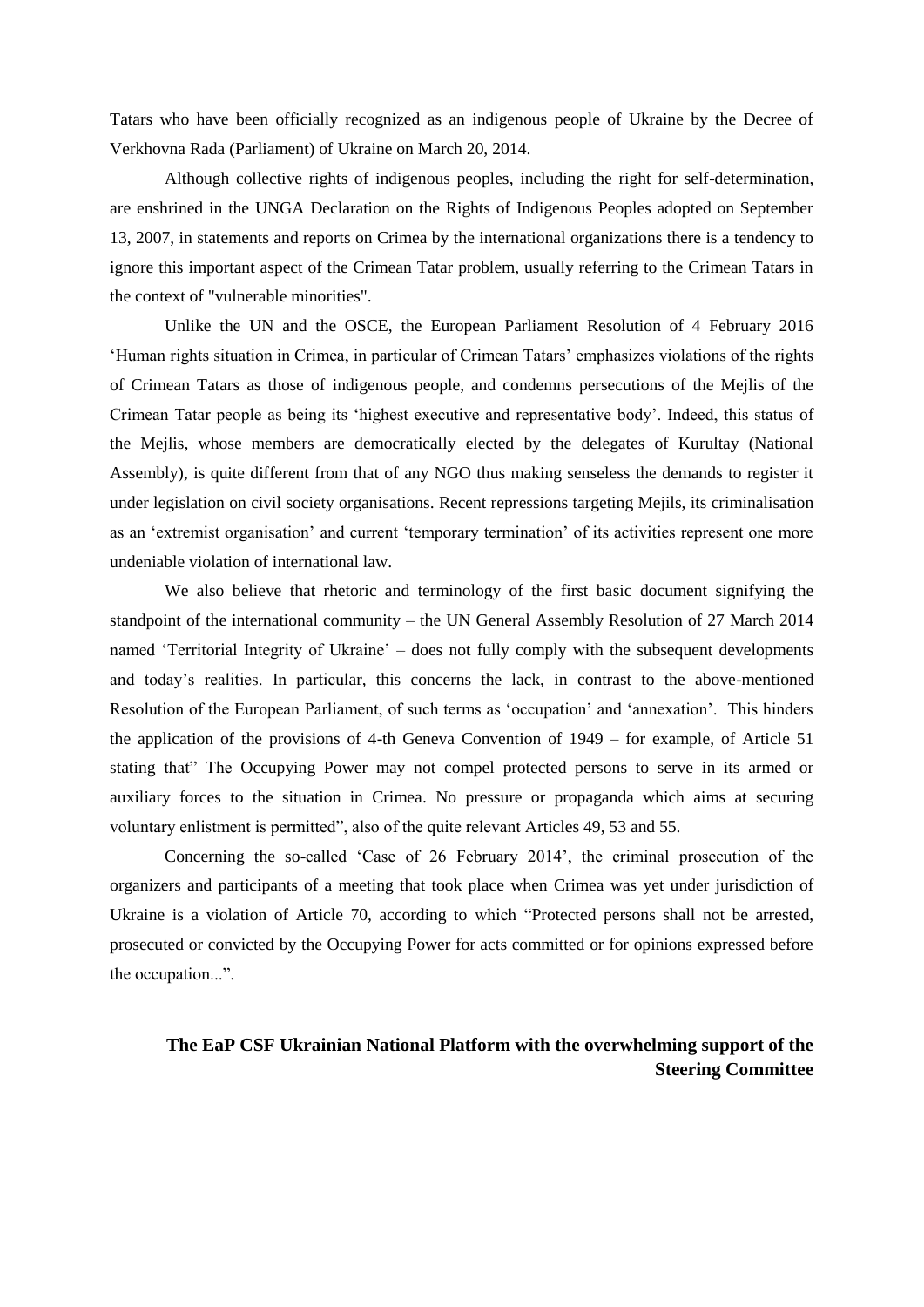Tatars who have been officially recognized as an indigenous people of Ukraine by the Decree of Verkhovna Rada (Parliament) of Ukraine on March 20, 2014.

Although collective rights of indigenous peoples, including the right for self-determination, are enshrined in the UNGA Declaration on the Rights of Indigenous Peoples adopted on September 13, 2007, in statements and reports on Crimea by the international organizations there is a tendency to ignore this important aspect of the Crimean Tatar problem, usually referring to the Crimean Tatars in the context of "vulnerable minorities".

Unlike the UN and the OSCE, the European Parliament Resolution of 4 February 2016 'Human rights situation in Crimea, in particular of Crimean Tatars' emphasizes violations of the rights of Crimean Tatars as those of indigenous people, and condemns persecutions of the Mejlis of the Crimean Tatar people as being its 'highest executive and representative body'. Indeed, this status of the Mejlis, whose members are democratically elected by the delegates of Kurultay (National Assembly), is quite different from that of any NGO thus making senseless the demands to register it under legislation on civil society organisations. Recent repressions targeting Mejils, its criminalisation as an 'extremist organisation' and current 'temporary termination' of its activities represent one more undeniable violation of international law.

We also believe that rhetoric and terminology of the first basic document signifying the standpoint of the international community – the UN General Assembly Resolution of 27 March 2014 named 'Territorial Integrity of Ukraine' – does not fully comply with the subsequent developments and today's realities. In particular, this concerns the lack, in contrast to the above-mentioned Resolution of the European Parliament, of such terms as 'occupation' and 'annexation'. This hinders the application of the provisions of 4-th Geneva Convention of 1949 – for example, of Article 51 stating that" The Occupying Power may not compel protected persons to serve in its armed or auxiliary forces to the situation in Crimea. No pressure or propaganda which aims at securing voluntary enlistment is permitted", also of the quite relevant Articles 49, 53 and 55.

Concerning the so-called 'Case of 26 February 2014', the criminal prosecution of the organizers and participants of a meeting that took place when Crimea was yet under jurisdiction of Ukraine is a violation of Article 70, according to which "Protected persons shall not be arrested, prosecuted or convicted by the Occupying Power for acts committed or for opinions expressed before the occupation...".

**The EaP CSF Ukrainian National Platform with the overwhelming support of the Steering Committee**